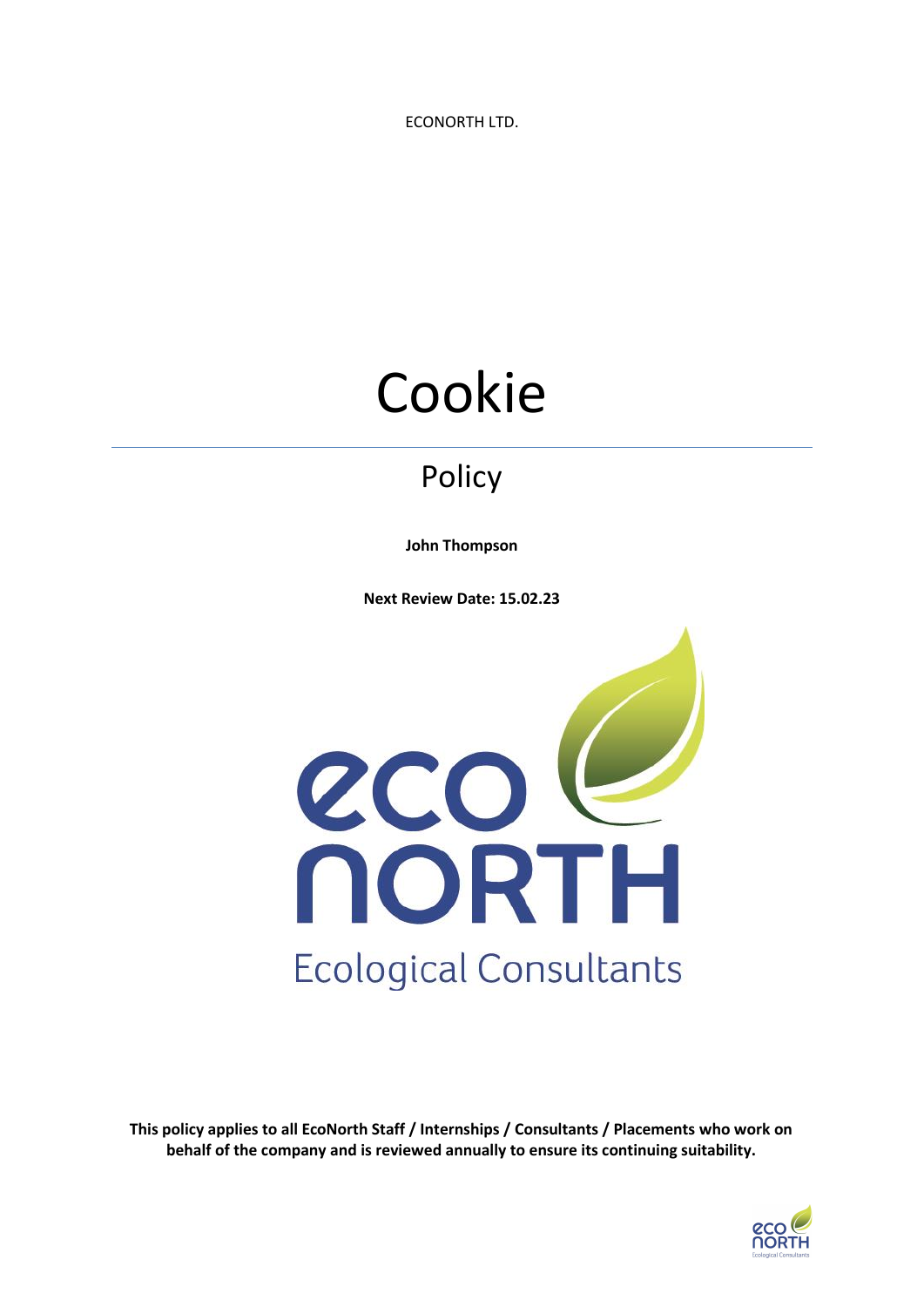ECONORTH LTD.

# Cookie

## Policy

**John Thompson**

**Next Review Date: 15.02.23**

**This policy applies to all EcoNorth Staff / Internships / Consultants / Placements who work on behalf of the company and is reviewed annually to ensure its continuing suitability.**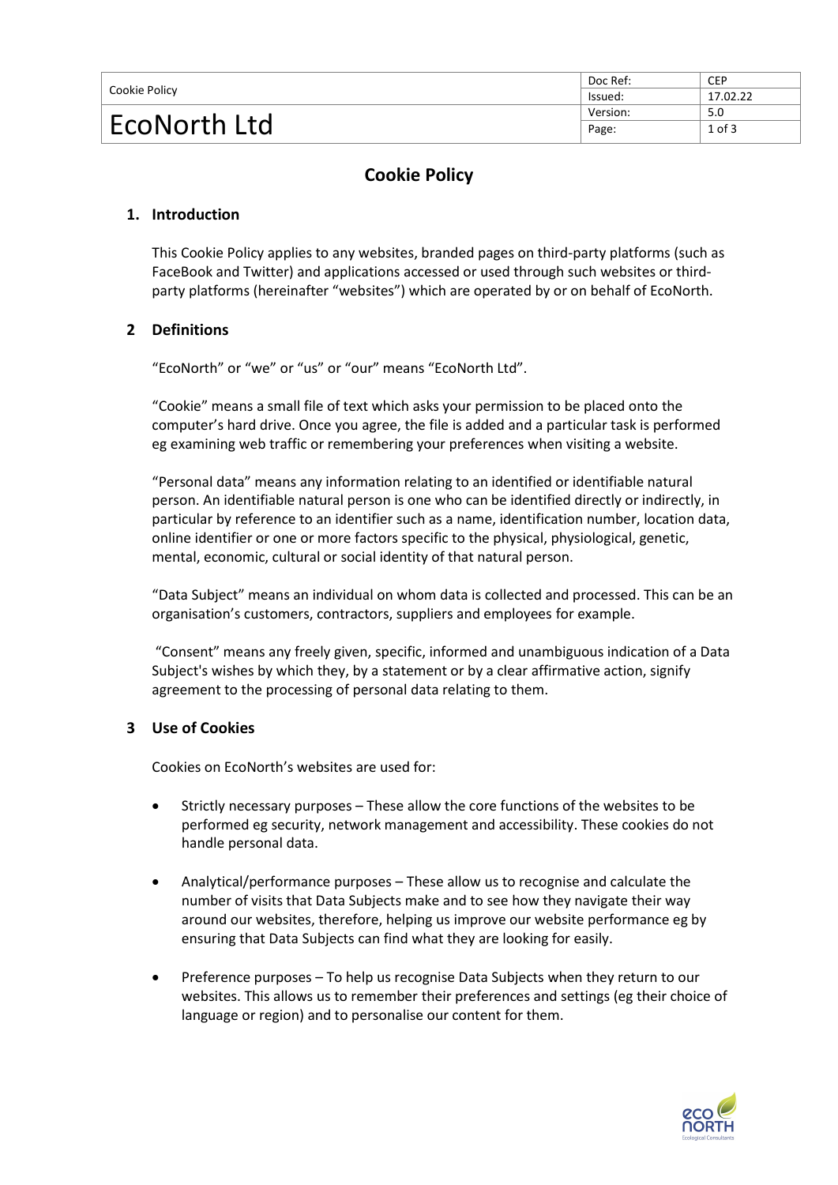# Cookie Policy

## 1. Introduction

This Cookie Policy applies to any websites, branded pages on third-party platforms (such as FaceBook and Twitter) and applications accessed or used through such websites or third-party platforms (hereinafter "websites") which are operated by or on behalf of EcoNorth.

## 2 Definitions

"EcoNorth" or "we" or "us" or "our" means "EcoNorth Ltd".

"Cookie" means a small file of text which asks your permission to be placed onto the computer's hard drive. Once you agree, the file is added and a particular task is performed eg examining web traffic or remembering your preferences when visiting a website.

"Personal data" means any information relating to an identified or identifiable natural person. An identifiable natural person is one who can be identified directly or indirectly, in particular by reference to an identifier such as a name, identification number, location data, online identifier or one or more factors specific to the physical, physiological, genetic, mental, economic, cultural or social identity of that natural person.

"Data Subject" means an individual on whom data is collected and processed. This can be an organisation's customers, contractors, suppliers and employees for example.

"Consent" means any freely given, specific, informed and unambiguous indication of a Data Subject's wishes by which they, by a statement or by a clear affirmative action, signify agreement to the processing of personal data relating to them.

## 3 Use of Cookies

Cookies on EcoNorth's websites are used for:

- Strictly necessary purposes – These allow the core functions of the websites to be performed eg security, network management and accessibility. These cookies do not handle personal data.

- Analytical/performance purposes – These allow us to recognise and calculate the number of visits that Data Subjects make and to see how they navigate their way around our websites, therefore, helping us improve our website performance eg by ensuring that Data Subjects can find what they are looking for easily.

- Preference purposes – To help us recognise Data Subjects when they return to our websites. This allows us to remember their preferences and settings (eg their choice of language or region) and to personalise our content for them.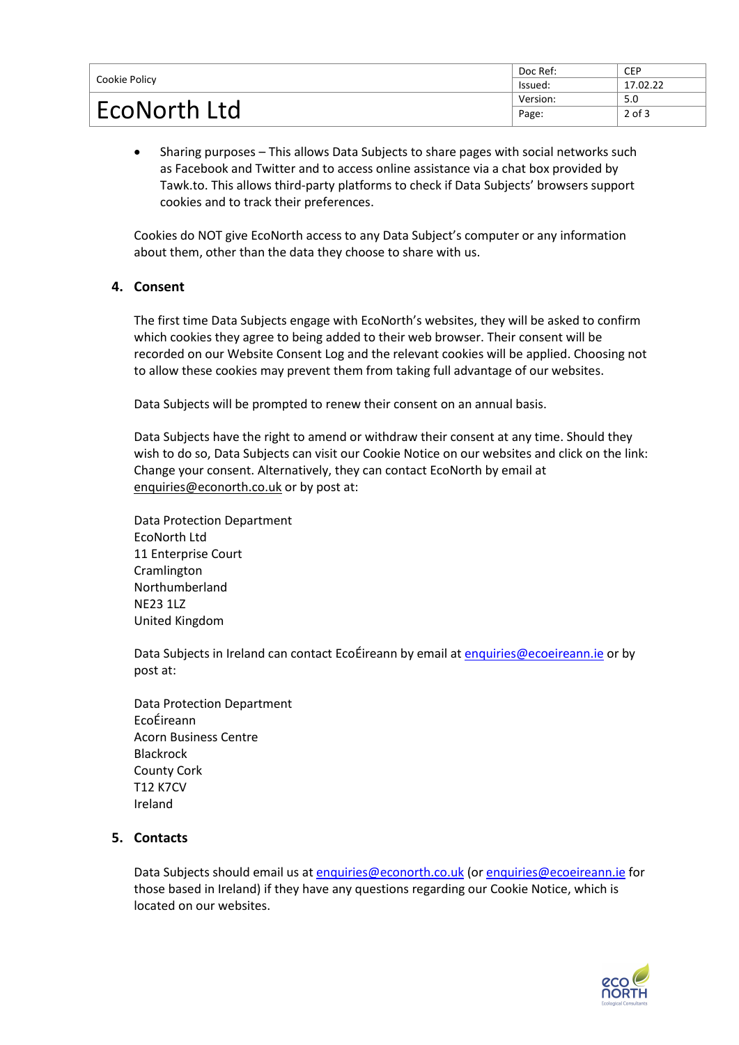- Sharing purposes – This allows Data Subjects to share pages with social networks such as Facebook and Twitter and to access online assistance via a chat box provided by Tawk.to. This allows third-party platforms to check if Data Subjects' browsers support cookies and to track their preferences.

Cookies do NOT give EcoNorth access to any Data Subject's computer or any information about them, other than the data they choose to share with us.

## 4. Consent

The first time Data Subjects engage with EcoNorth's websites, they will be asked to confirm which cookies they agree to being added to their web browser. Their consent will be recorded on our Website Consent Log and the relevant cookies will be applied. Choosing not to allow these cookies may prevent them from taking full advantage of our websites.

Data Subjects will be prompted to renew their consent on an annual basis.

Data Subjects have the right to amend or withdraw their consent at any time. Should they wish to do so, Data Subjects can visit our Cookie Notice on our websites and click on the link: Change your consent. Alternatively, they can contact EcoNorth by email at enquiries@econorth.co.uk or by post at:

Data Protection Department
EcoNorth Ltd
11 Enterprise Court
Cramlington
Northumberland
NE23 1LZ
United Kingdom

Data Subjects in Ireland can contact EcoÉireann by email at enquiries@ecoeireann.ie or by post at:

Data Protection Department
EcoÉireann
Acorn Business Centre
Blackrock
County Cork
T12 K7CV
Ireland

## 5. Contacts

Data Subjects should email us at enquiries@econorth.co.uk (or enquiries@ecoeireann.ie for those based in Ireland) if they have any questions regarding our Cookie Notice, which is located on our websites.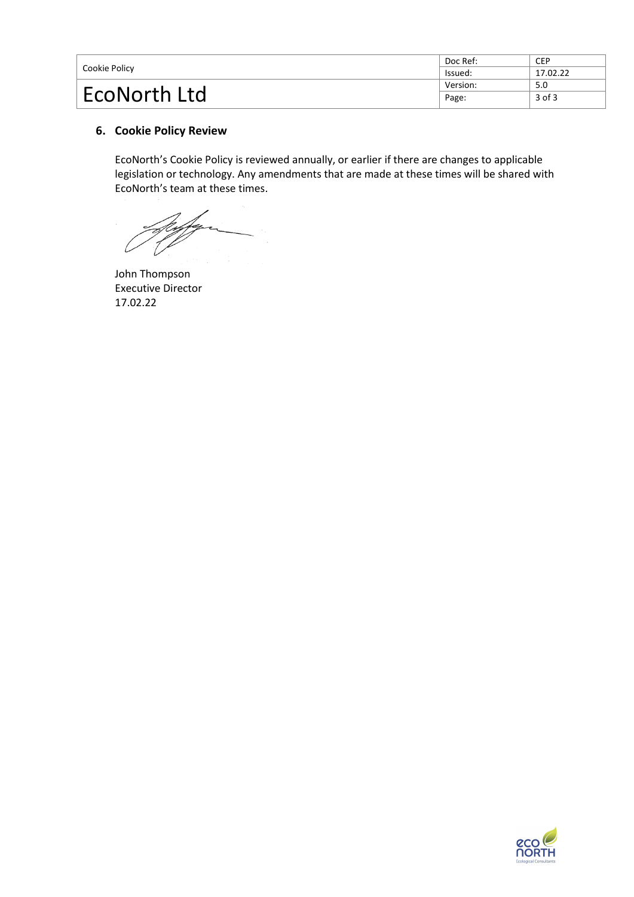## 6. Cookie Policy Review

EcoNorth's Cookie Policy is reviewed annually, or earlier if there are changes to applicable legislation or technology. Any amendments that are made at these times will be shared with EcoNorth's team at these times.

John Thompson
Executive Director
17.02.22